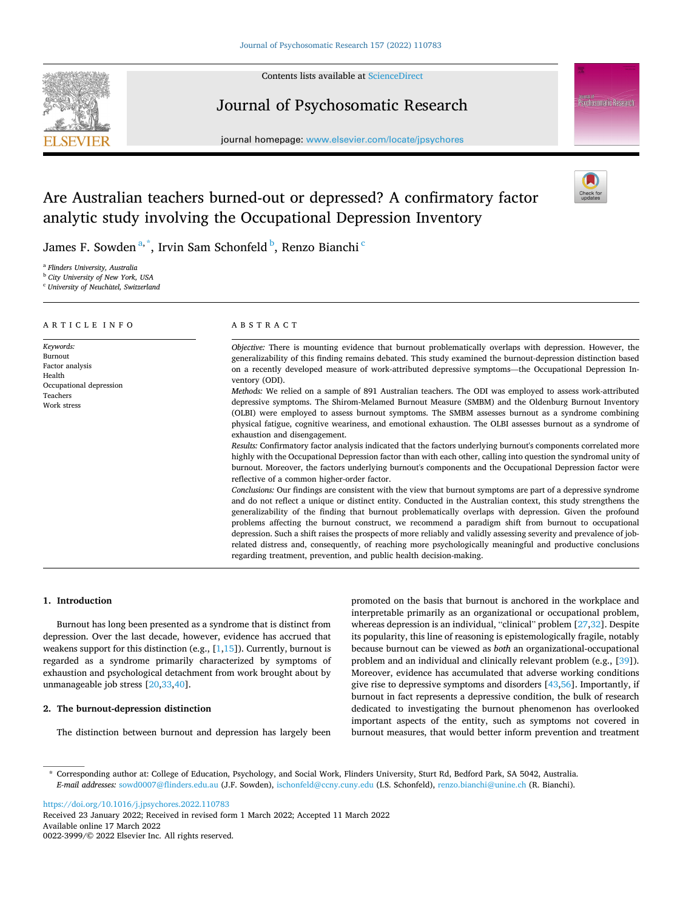# Are Australian teachers burned-out or depressed? A confirmatory factor analytic study involving the Occupational Depression Inventory

James F. Sowden [a,*], Irvin Sam Schonfeld [b], Renzo Bianchi [c]

[a] Flinders University, Australia
[b] City University of New York, USA
[c] University of Neuchâtel, Switzerland

## ARTICLE INFO

*Keywords:*
Burnout
Factor analysis
Health
Occupational depression
Teachers
Work stress

## ABSTRACT

*Objective:* There is mounting evidence that burnout problematically overlaps with depression. However, the generalizability of this finding remains debated. This study examined the burnout-depression distinction based on a recently developed measure of work-attributed depressive symptoms—the Occupational Depression Inventory (ODI).

*Methods:* We relied on a sample of 891 Australian teachers. The ODI was employed to assess work-attributed depressive symptoms. The Shirom-Melamed Burnout Measure (SMBM) and the Oldenburg Burnout Inventory (OLBI) were employed to assess burnout symptoms. The SMBM assesses burnout as a syndrome combining physical fatigue, cognitive weariness, and emotional exhaustion. The OLBI assesses burnout as a syndrome of exhaustion and disengagement.

*Results:* Confirmatory factor analysis indicated that the factors underlying burnout's components correlated more highly with the Occupational Depression factor than with each other, calling into question the syndromal unity of burnout. Moreover, the factors underlying burnout's components and the Occupational Depression factor were reflective of a common higher-order factor.

*Conclusions:* Our findings are consistent with the view that burnout symptoms are part of a depressive syndrome and do not reflect a unique or distinct entity. Conducted in the Australian context, this study strengthens the generalizability of the finding that burnout problematically overlaps with depression. Given the profound problems affecting the burnout construct, we recommend a paradigm shift from burnout to occupational depression. Such a shift raises the prospects of more reliably and validly assessing severity and prevalence of job-related distress and, consequently, of reaching more psychologically meaningful and productive conclusions regarding treatment, prevention, and public health decision-making.

## 1. Introduction

Burnout has long been presented as a syndrome that is distinct from depression. Over the last decade, however, evidence has accrued that weakens support for this distinction (e.g., [1,15]). Currently, burnout is regarded as a syndrome primarily characterized by symptoms of exhaustion and psychological detachment from work brought about by unmanageable job stress [20,33,40].

## 2. The burnout-depression distinction

The distinction between burnout and depression has largely been promoted on the basis that burnout is anchored in the workplace and interpretable primarily as an organizational or occupational problem, whereas depression is an individual, "clinical" problem [27,32]. Despite its popularity, this line of reasoning is epistemologically fragile, notably because burnout can be viewed as *both* an organizational-occupational problem and an individual and clinically relevant problem (e.g., [39]). Moreover, evidence has accumulated that adverse working conditions give rise to depressive symptoms and disorders [43,56]. Importantly, if burnout in fact represents a depressive condition, the bulk of research dedicated to investigating the burnout phenomenon has overlooked important aspects of the entity, such as symptoms not covered in burnout measures, that would better inform prevention and treatment

---

* Corresponding author at: College of Education, Psychology, and Social Work, Flinders University, Sturt Rd, Bedford Park, SA 5042, Australia.
*E-mail addresses:* sowd0007@flinders.edu.au (J.F. Sowden), ischonfeld@ccny.cuny.edu (I.S. Schonfeld), renzo.bianchi@unine.ch (R. Bianchi).

https://doi.org/10.1016/j.jpsychores.2022.110783
Received 23 January 2022; Received in revised form 1 March 2022; Accepted 11 March 2022
Available online 17 March 2022
0022-3999/© 2022 Elsevier Inc. All rights reserved.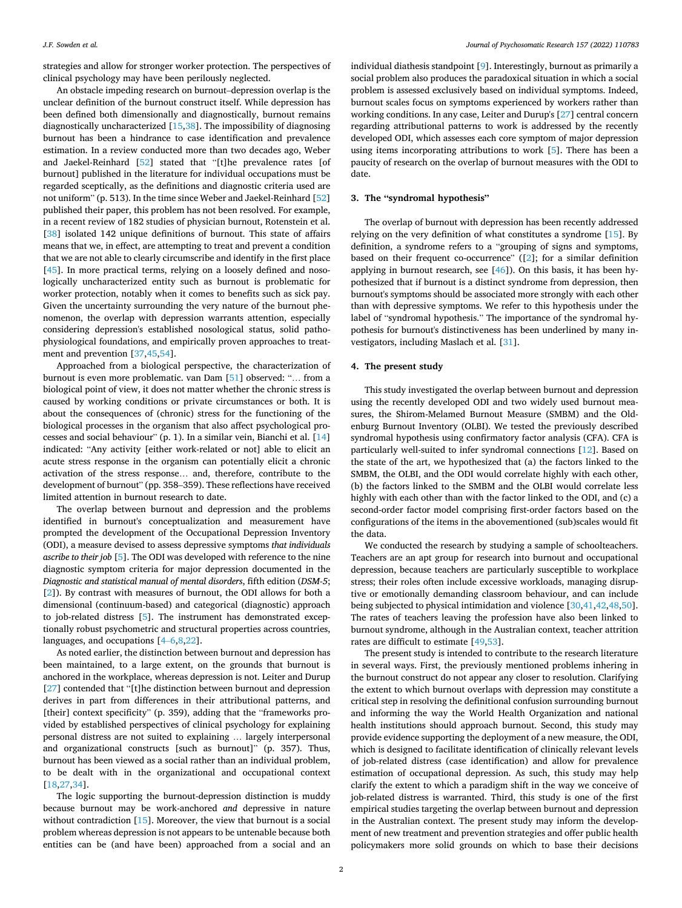strategies and allow for stronger worker protection. The perspectives of clinical psychology may have been perilously neglected.

An obstacle impeding research on burnout–depression overlap is the unclear definition of the burnout construct itself. While depression has been defined both dimensionally and diagnostically, burnout remains diagnostically uncharacterized [15,38]. The impossibility of diagnosing burnout has been a hindrance to case identification and prevalence estimation. In a review conducted more than two decades ago, Weber and Jaekel-Reinhard [52] stated that "[t]he prevalence rates [of burnout] published in the literature for individual occupations must be regarded sceptically, as the definitions and diagnostic criteria used are not uniform" (p. 513). In the time since Weber and Jaekel-Reinhard [52] published their paper, this problem has not been resolved. For example, in a recent review of 182 studies of physician burnout, Rotenstein et al. [38] isolated 142 unique definitions of burnout. This state of affairs means that we, in effect, are attempting to treat and prevent a condition that we are not able to clearly circumscribe and identify in the first place [45]. In more practical terms, relying on a loosely defined and nosologically uncharacterized entity such as burnout is problematic for worker protection, notably when it comes to benefits such as sick pay. Given the uncertainty surrounding the very nature of the burnout phenomenon, the overlap with depression warrants attention, especially considering depression's established nosological status, solid pathophysiological foundations, and empirically proven approaches to treatment and prevention [37,45,54].

Approached from a biological perspective, the characterization of burnout is even more problematic. van Dam [51] observed: "… from a biological point of view, it does not matter whether the chronic stress is caused by working conditions or private circumstances or both. It is about the consequences of (chronic) stress for the functioning of the biological processes in the organism that also affect psychological processes and social behaviour" (p. 1). In a similar vein, Bianchi et al. [14] indicated: "Any activity [either work-related or not] able to elicit an acute stress response in the organism can potentially elicit a chronic activation of the stress response… and, therefore, contribute to the development of burnout" (pp. 358–359). These reflections have received limited attention in burnout research to date.

The overlap between burnout and depression and the problems identified in burnout's conceptualization and measurement have prompted the development of the Occupational Depression Inventory (ODI), a measure devised to assess depressive symptoms *that individuals ascribe to their job* [5]. The ODI was developed with reference to the nine diagnostic symptom criteria for major depression documented in the *Diagnostic and statistical manual of mental disorders*, fifth edition (*DSM-5*; [2]). By contrast with measures of burnout, the ODI allows for both a dimensional (continuum-based) and categorical (diagnostic) approach to job-related distress [5]. The instrument has demonstrated exceptionally robust psychometric and structural properties across countries, languages, and occupations [4–6,8,22].

As noted earlier, the distinction between burnout and depression has been maintained, to a large extent, on the grounds that burnout is anchored in the workplace, whereas depression is not. Leiter and Durup [27] contended that "[t]he distinction between burnout and depression derives in part from differences in their attributional patterns, and [their] context specificity" (p. 359), adding that the "frameworks provided by established perspectives of clinical psychology for explaining personal distress are not suited to explaining … largely interpersonal and organizational constructs [such as burnout]" (p. 357). Thus, burnout has been viewed as a social rather than an individual problem, to be dealt with in the organizational and occupational context [18,27,34].

The logic supporting the burnout-depression distinction is muddy because burnout may be work-anchored *and* depressive in nature without contradiction [15]. Moreover, the view that burnout is a social problem whereas depression is not appears to be untenable because both entities can be (and have been) approached from a social and an individual diathesis standpoint [9]. Interestingly, burnout as primarily a social problem also produces the paradoxical situation in which a social problem is assessed exclusively based on individual symptoms. Indeed, burnout scales focus on symptoms experienced by workers rather than working conditions. In any case, Leiter and Durup's [27] central concern regarding attributional patterns to work is addressed by the recently developed ODI, which assesses each core symptom of major depression using items incorporating attributions to work [5]. There has been a paucity of research on the overlap of burnout measures with the ODI to date.

## 3. The "syndromal hypothesis"

The overlap of burnout with depression has been recently addressed relying on the very definition of what constitutes a syndrome [15]. By definition, a syndrome refers to a "grouping of signs and symptoms, based on their frequent co-occurrence" ([2]; for a similar definition applying in burnout research, see [46]). On this basis, it has been hypothesized that if burnout is a distinct syndrome from depression, then burnout's symptoms should be associated more strongly with each other than with depressive symptoms. We refer to this hypothesis under the label of "syndromal hypothesis." The importance of the syndromal hypothesis for burnout's distinctiveness has been underlined by many investigators, including Maslach et al. [31].

## 4. The present study

This study investigated the overlap between burnout and depression using the recently developed ODI and two widely used burnout measures, the Shirom-Melamed Burnout Measure (SMBM) and the Oldenburg Burnout Inventory (OLBI). We tested the previously described syndromal hypothesis using confirmatory factor analysis (CFA). CFA is particularly well-suited to infer syndromal connections [12]. Based on the state of the art, we hypothesized that (a) the factors linked to the SMBM, the OLBI, and the ODI would correlate highly with each other, (b) the factors linked to the SMBM and the OLBI would correlate less highly with each other than with the factor linked to the ODI, and (c) a second-order factor model comprising first-order factors based on the configurations of the items in the abovementioned (sub)scales would fit the data.

We conducted the research by studying a sample of schoolteachers. Teachers are an apt group for research into burnout and occupational depression, because teachers are particularly susceptible to workplace stress; their roles often include excessive workloads, managing disruptive or emotionally demanding classroom behaviour, and can include being subjected to physical intimidation and violence [30,41,42,48,50]. The rates of teachers leaving the profession have also been linked to burnout syndrome, although in the Australian context, teacher attrition rates are difficult to estimate [49,53].

The present study is intended to contribute to the research literature in several ways. First, the previously mentioned problems inhering in the burnout construct do not appear any closer to resolution. Clarifying the extent to which burnout overlaps with depression may constitute a critical step in resolving the definitional confusion surrounding burnout and informing the way the World Health Organization and national health institutions should approach burnout. Second, this study may provide evidence supporting the deployment of a new measure, the ODI, which is designed to facilitate identification of clinically relevant levels of job-related distress (case identification) and allow for prevalence estimation of occupational depression. As such, this study may help clarify the extent to which a paradigm shift in the way we conceive of job-related distress is warranted. Third, this study is one of the first empirical studies targeting the overlap between burnout and depression in the Australian context. The present study may inform the development of new treatment and prevention strategies and offer public health policymakers more solid grounds on which to base their decisions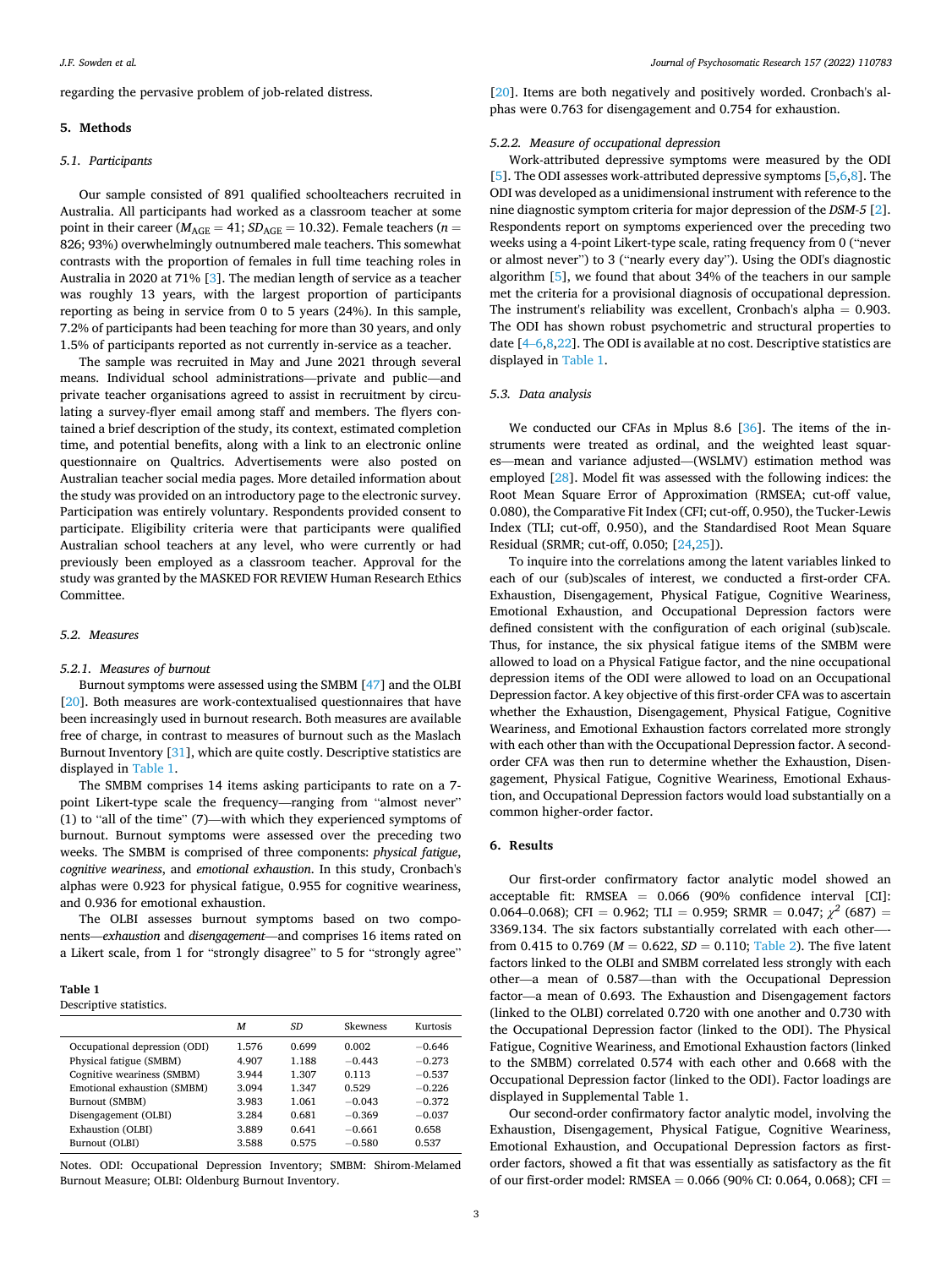regarding the pervasive problem of job-related distress.

## 5. Methods

### 5.1. Participants

Our sample consisted of 891 qualified schoolteachers recruited in Australia. All participants had worked as a classroom teacher at some point in their career ($M_{AGE} = 41$; $SD_{AGE} = 10.32$). Female teachers ($n = 826$; 93%) overwhelmingly outnumbered male teachers. This somewhat contrasts with the proportion of females in full time teaching roles in Australia in 2020 at 71% [3]. The median length of service as a teacher was roughly 13 years, with the largest proportion of participants reporting as being in service from 0 to 5 years (24%). In this sample, 7.2% of participants had been teaching for more than 30 years, and only 1.5% of participants reported as not currently in-service as a teacher.

The sample was recruited in May and June 2021 through several means. Individual school administrations—private and public—and private teacher organisations agreed to assist in recruitment by circulating a survey-flyer email among staff and members. The flyers contained a brief description of the study, its context, estimated completion time, and potential benefits, along with a link to an electronic online questionnaire on Qualtrics. Advertisements were also posted on Australian teacher social media pages. More detailed information about the study was provided on an introductory page to the electronic survey. Participation was entirely voluntary. Respondents provided consent to participate. Eligibility criteria were that participants were qualified Australian school teachers at any level, who were currently or had previously been employed as a classroom teacher. Approval for the study was granted by the MASKED FOR REVIEW Human Research Ethics Committee.

### 5.2. Measures

#### 5.2.1. Measures of burnout

Burnout symptoms were assessed using the SMBM [47] and the OLBI [20]. Both measures are work-contextualised questionnaires that have been increasingly used in burnout research. Both measures are available free of charge, in contrast to measures of burnout such as the Maslach Burnout Inventory [31], which are quite costly. Descriptive statistics are displayed in Table 1.

The SMBM comprises 14 items asking participants to rate on a 7-point Likert-type scale the frequency—ranging from "almost never" (1) to "all of the time" (7)—with which they experienced symptoms of burnout. Burnout symptoms were assessed over the preceding two weeks. The SMBM is comprised of three components: *physical fatigue*, *cognitive weariness*, and *emotional exhaustion*. In this study, Cronbach's alphas were 0.923 for physical fatigue, 0.955 for cognitive weariness, and 0.936 for emotional exhaustion.

The OLBI assesses burnout symptoms based on two components—*exhaustion* and *disengagement*—and comprises 16 items rated on a Likert scale, from 1 for "strongly disagree" to 5 for "strongly agree" [20]. Items are both negatively and positively worded. Cronbach's alphas were 0.763 for disengagement and 0.754 for exhaustion.

**Table 1**
Descriptive statistics.

| | *M* | *SD* | Skewness | Kurtosis |
|---|---|---|---|---|
| Occupational depression (ODI) | 1.576 | 0.699 | 0.002 | −0.646 |
| Physical fatigue (SMBM) | 4.907 | 1.188 | −0.443 | −0.273 |
| Cognitive weariness (SMBM) | 3.944 | 1.307 | 0.113 | −0.537 |
| Emotional exhaustion (SMBM) | 3.094 | 1.347 | 0.529 | −0.226 |
| Burnout (SMBM) | 3.983 | 1.061 | −0.043 | −0.372 |
| Disengagement (OLBI) | 3.284 | 0.681 | −0.369 | −0.037 |
| Exhaustion (OLBI) | 3.889 | 0.641 | −0.661 | 0.658 |
| Burnout (OLBI) | 3.588 | 0.575 | −0.580 | 0.537 |

Notes. ODI: Occupational Depression Inventory; SMBM: Shirom-Melamed Burnout Measure; OLBI: Oldenburg Burnout Inventory.

#### 5.2.2. Measure of occupational depression

Work-attributed depressive symptoms were measured by the ODI [5]. The ODI assesses work-attributed depressive symptoms [5,6,8]. The ODI was developed as a unidimensional instrument with reference to the nine diagnostic symptom criteria for major depression of the *DSM-5* [2]. Respondents report on symptoms experienced over the preceding two weeks using a 4-point Likert-type scale, rating frequency from 0 ("never or almost never") to 3 ("nearly every day"). Using the ODI's diagnostic algorithm [5], we found that about 34% of the teachers in our sample met the criteria for a provisional diagnosis of occupational depression. The instrument's reliability was excellent, Cronbach's alpha = 0.903. The ODI has shown robust psychometric and structural properties to date [4–6,8,22]. The ODI is available at no cost. Descriptive statistics are displayed in Table 1.

### 5.3. Data analysis

We conducted our CFAs in Mplus 8.6 [36]. The items of the instruments were treated as ordinal, and the weighted least squares—mean and variance adjusted—(WSLMV) estimation method was employed [28]. Model fit was assessed with the following indices: the Root Mean Square Error of Approximation (RMSEA; cut-off value, 0.080), the Comparative Fit Index (CFI; cut-off, 0.950), the Tucker-Lewis Index (TLI; cut-off, 0.950), and the Standardised Root Mean Square Residual (SRMR; cut-off, 0.050; [24,25]).

To inquire into the correlations among the latent variables linked to each of our (sub)scales of interest, we conducted a first-order CFA. Exhaustion, Disengagement, Physical Fatigue, Cognitive Weariness, Emotional Exhaustion, and Occupational Depression factors were defined consistent with the configuration of each original (sub)scale. Thus, for instance, the six physical fatigue items of the SMBM were allowed to load on a Physical Fatigue factor, and the nine occupational depression items of the ODI were allowed to load on an Occupational Depression factor. A key objective of this first-order CFA was to ascertain whether the Exhaustion, Disengagement, Physical Fatigue, Cognitive Weariness, and Emotional Exhaustion factors correlated more strongly with each other than with the Occupational Depression factor. A second-order CFA was then run to determine whether the Exhaustion, Disengagement, Physical Fatigue, Cognitive Weariness, Emotional Exhaustion, and Occupational Depression factors would load substantially on a common higher-order factor.

## 6. Results

Our first-order confirmatory factor analytic model showed an acceptable fit: RMSEA = 0.066 (90% confidence interval [CI]: 0.064–0.068); CFI = 0.962; TLI = 0.959; SRMR = 0.047; $\chi^2$ (687) = 3369.134. The six factors substantially correlated with each other—from 0.415 to 0.769 ($M = 0.622$, $SD = 0.110$; Table 2). The five latent factors linked to the OLBI and SMBM correlated less strongly with each other—a mean of 0.587—than with the Occupational Depression factor—a mean of 0.693. The Exhaustion and Disengagement factors (linked to the OLBI) correlated 0.720 with one another and 0.730 with the Occupational Depression factor (linked to the ODI). The Physical Fatigue, Cognitive Weariness, and Emotional Exhaustion factors (linked to the SMBM) correlated 0.574 with each other and 0.668 with the Occupational Depression factor (linked to the ODI). Factor loadings are displayed in Supplemental Table 1.

Our second-order confirmatory factor analytic model, involving the Exhaustion, Disengagement, Physical Fatigue, Cognitive Weariness, Emotional Exhaustion, and Occupational Depression factors as first-order factors, showed a fit that was essentially as satisfactory as the fit of our first-order model: RMSEA = 0.066 (90% CI: 0.064, 0.068); CFI =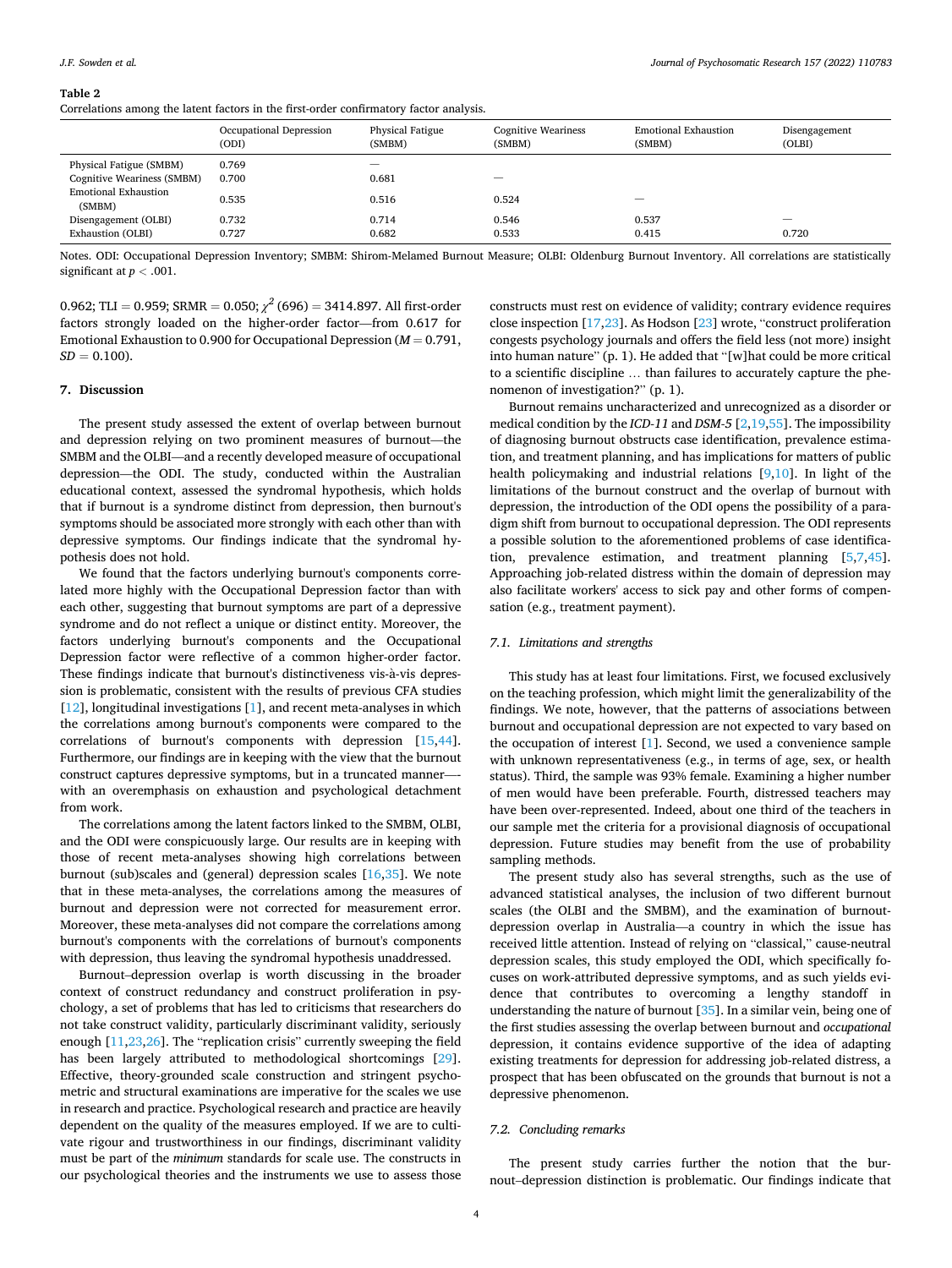**Table 2**

Correlations among the latent factors in the first-order confirmatory factor analysis.

| | Occupational Depression (ODI) | Physical Fatigue (SMBM) | Cognitive Weariness (SMBM) | Emotional Exhaustion (SMBM) | Disengagement (OLBI) |
|---|---|---|---|---|---|
| Physical Fatigue (SMBM) | 0.769 | — | | | |
| Cognitive Weariness (SMBM) | 0.700 | 0.681 | — | | |
| Emotional Exhaustion (SMBM) | 0.535 | 0.516 | 0.524 | — | |
| Disengagement (OLBI) | 0.732 | 0.714 | 0.546 | 0.537 | — |
| Exhaustion (OLBI) | 0.727 | 0.682 | 0.533 | 0.415 | 0.720 |

Notes. ODI: Occupational Depression Inventory; SMBM: Shirom-Melamed Burnout Measure; OLBI: Oldenburg Burnout Inventory. All correlations are statistically significant at $p < .001$.

0.962; TLI = 0.959; SRMR = 0.050; $\chi^2$ (696) = 3414.897. All first-order factors strongly loaded on the higher-order factor—from 0.617 for Emotional Exhaustion to 0.900 for Occupational Depression ($M = 0.791$, $SD = 0.100$).

## 7. Discussion

The present study assessed the extent of overlap between burnout and depression relying on two prominent measures of burnout—the SMBM and the OLBI—and a recently developed measure of occupational depression—the ODI. The study, conducted within the Australian educational context, assessed the syndromal hypothesis, which holds that if burnout is a syndrome distinct from depression, then burnout's symptoms should be associated more strongly with each other than with depressive symptoms. Our findings indicate that the syndromal hypothesis does not hold.

We found that the factors underlying burnout's components correlated more highly with the Occupational Depression factor than with each other, suggesting that burnout symptoms are part of a depressive syndrome and do not reflect a unique or distinct entity. Moreover, the factors underlying burnout's components and the Occupational Depression factor were reflective of a common higher-order factor. These findings indicate that burnout's distinctiveness vis-à-vis depression is problematic, consistent with the results of previous CFA studies [12], longitudinal investigations [1], and recent meta-analyses in which the correlations among burnout's components were compared to the correlations of burnout's components with depression [15,44]. Furthermore, our findings are in keeping with the view that the burnout construct captures depressive symptoms, but in a truncated manner—with an overemphasis on exhaustion and psychological detachment from work.

The correlations among the latent factors linked to the SMBM, OLBI, and the ODI were conspicuously large. Our results are in keeping with those of recent meta-analyses showing high correlations between burnout (sub)scales and (general) depression scales [16,35]. We note that in these meta-analyses, the correlations among the measures of burnout and depression were not corrected for measurement error. Moreover, these meta-analyses did not compare the correlations among burnout's components with the correlations of burnout's components with depression, thus leaving the syndromal hypothesis unaddressed.

Burnout–depression overlap is worth discussing in the broader context of construct redundancy and construct proliferation in psychology, a set of problems that has led to criticisms that researchers do not take construct validity, particularly discriminant validity, seriously enough [11,23,26]. The "replication crisis" currently sweeping the field has been largely attributed to methodological shortcomings [29]. Effective, theory-grounded scale construction and stringent psychometric and structural examinations are imperative for the scales we use in research and practice. Psychological research and practice are heavily dependent on the quality of the measures employed. If we are to cultivate rigour and trustworthiness in our findings, discriminant validity must be part of the *minimum* standards for scale use. The constructs in our psychological theories and the instruments we use to assess those constructs must rest on evidence of validity; contrary evidence requires close inspection [17,23]. As Hodson [23] wrote, "construct proliferation congests psychology journals and offers the field less (not more) insight into human nature" (p. 1). He added that "[w]hat could be more critical to a scientific discipline … than failures to accurately capture the phenomenon of investigation?" (p. 1).

Burnout remains uncharacterized and unrecognized as a disorder or medical condition by the *ICD-11* and *DSM-5* [2,19,55]. The impossibility of diagnosing burnout obstructs case identification, prevalence estimation, and treatment planning, and has implications for matters of public health policymaking and industrial relations [9,10]. In light of the limitations of the burnout construct and the overlap of burnout with depression, the introduction of the ODI opens the possibility of a paradigm shift from burnout to occupational depression. The ODI represents a possible solution to the aforementioned problems of case identification, prevalence estimation, and treatment planning [5,7,45]. Approaching job-related distress within the domain of depression may also facilitate workers' access to sick pay and other forms of compensation (e.g., treatment payment).

### 7.1. Limitations and strengths

This study has at least four limitations. First, we focused exclusively on the teaching profession, which might limit the generalizability of the findings. We note, however, that the patterns of associations between burnout and occupational depression are not expected to vary based on the occupation of interest [1]. Second, we used a convenience sample with unknown representativeness (e.g., in terms of age, sex, or health status). Third, the sample was 93% female. Examining a higher number of men would have been preferable. Fourth, distressed teachers may have been over-represented. Indeed, about one third of the teachers in our sample met the criteria for a provisional diagnosis of occupational depression. Future studies may benefit from the use of probability sampling methods.

The present study also has several strengths, such as the use of advanced statistical analyses, the inclusion of two different burnout scales (the OLBI and the SMBM), and the examination of burnout-depression overlap in Australia—a country in which the issue has received little attention. Instead of relying on "classical," cause-neutral depression scales, this study employed the ODI, which specifically focuses on work-attributed depressive symptoms, and as such yields evidence that contributes to overcoming a lengthy standoff in understanding the nature of burnout [35]. In a similar vein, being one of the first studies assessing the overlap between burnout and *occupational* depression, it contains evidence supportive of the idea of adapting existing treatments for depression for addressing job-related distress, a prospect that has been obfuscated on the grounds that burnout is not a depressive phenomenon.

### 7.2. Concluding remarks

The present study carries further the notion that the burnout–depression distinction is problematic. Our findings indicate that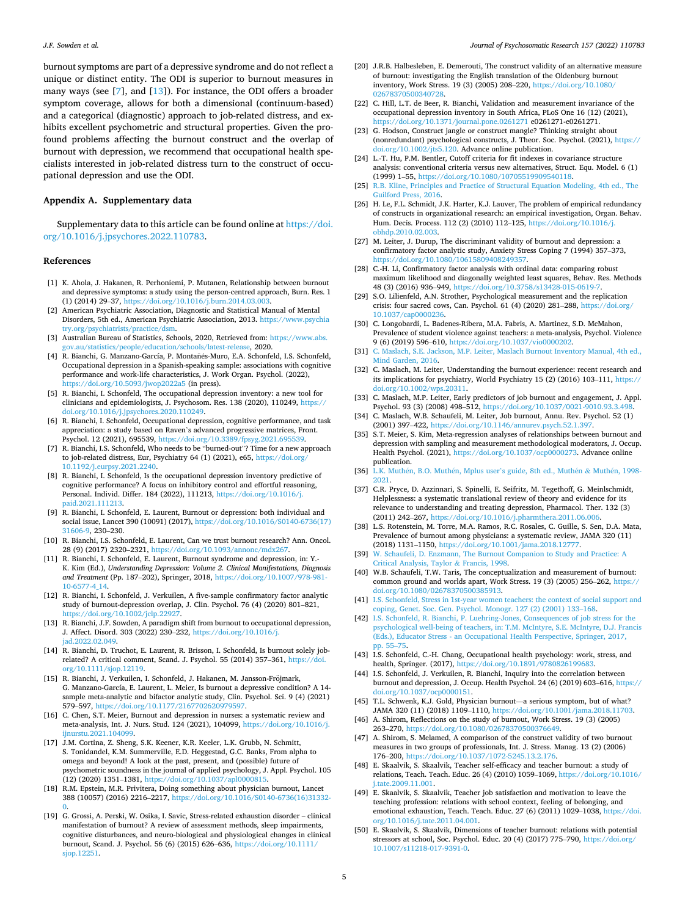burnout symptoms are part of a depressive syndrome and do not reflect a unique or distinct entity. The ODI is superior to burnout measures in many ways (see [7], and [13]). For instance, the ODI offers a broader symptom coverage, allows for both a dimensional (continuum-based) and a categorical (diagnostic) approach to job-related distress, and exhibits excellent psychometric and structural properties. Given the profound problems affecting the burnout construct and the overlap of burnout with depression, we recommend that occupational health specialists interested in job-related distress turn to the construct of occupational depression and use the ODI.

## Appendix A. Supplementary data

Supplementary data to this article can be found online at https://doi.org/10.1016/j.jpsychores.2022.110783.

## References

[1] K. Ahola, J. Hakanen, R. Perhoniemi, P. Mutanen, Relationship between burnout and depressive symptoms: a study using the person-centred approach, Burn. Res. 1 (1) (2014) 29–37, https://doi.org/10.1016/j.burn.2014.03.003.

[2] American Psychiatric Association, Diagnostic and Statistical Manual of Mental Disorders, 5th ed., American Psychiatric Association, 2013. https://www.psychiatry.org/psychiatrists/practice/dsm.

[3] Australian Bureau of Statistics, Schools, 2020, Retrieved from: https://www.abs.gov.au/statistics/people/education/schools/latest-release, 2020.

[4] R. Bianchi, G. Manzano-García, P. Montañés-Muro, E.A. Schonfeld, I.S. Schonfeld, Occupational depression in a Spanish-speaking sample: associations with cognitive performance and work-life characteristics, J. Work Organ. Psychol. (2022), https://doi.org/10.5093/jwop2022a5 (in press).

[5] R. Bianchi, I. Schonfeld, The occupational depression inventory: a new tool for clinicians and epidemiologists, J. Psychosom. Res. 138 (2020), 110249, https://doi.org/10.1016/j.jpsychores.2020.110249.

[6] R. Bianchi, I. Schonfeld, Occupational depression, cognitive performance, and task appreciation: a study based on Raven's advanced progressive matrices, Front. Psychol. 12 (2021), 695539, https://doi.org/10.3389/fpsyg.2021.695539.

[7] R. Bianchi, I.S. Schonfeld, Who needs to be "burned-out"? Time for a new approach to job-related distress, Eur, Psychiatry 64 (1) (2021), e65, https://doi.org/10.1192/j.eurpsy.2021.2240.

[8] R. Bianchi, I. Schonfeld, Is the occupational depression inventory predictive of cognitive performance? A focus on inhibitory control and effortful reasoning, Personal. Individ. Differ. 184 (2022), 111213, https://doi.org/10.1016/j.paid.2021.111213.

[9] R. Bianchi, I. Schonfeld, E. Laurent, Burnout or depression: both individual and social issue, Lancet 390 (10091) (2017), https://doi.org/10.1016/S0140-6736(17)31606-9, 230–230.

[10] R. Bianchi, I.S. Schonfeld, E. Laurent, Can we trust burnout research? Ann. Oncol. 28 (9) (2017) 2320–2321, https://doi.org/10.1093/annonc/mdx267.

[11] R. Bianchi, I. Schonfeld, E. Laurent, Burnout syndrome and depression, in: Y.-K. Kim (Ed.), *Understanding Depression: Volume 2. Clinical Manifestations, Diagnosis and Treatment* (Pp. 187–202), Springer, 2018, https://doi.org/10.1007/978-981-10-6577-4_14.

[12] R. Bianchi, I. Schonfeld, J. Verkuilen, A five-sample confirmatory factor analytic study of burnout-depression overlap, J. Clin. Psychol. 76 (4) (2020) 801–821, https://doi.org/10.1002/jclp.22927.

[13] R. Bianchi, J.F. Sowden, A paradigm shift from burnout to occupational depression, J. Affect. Disord. 303 (2022) 230–232, https://doi.org/10.1016/j.jad.2022.02.049.

[14] R. Bianchi, D. Truchot, E. Laurent, R. Brisson, I. Schonfeld, Is burnout solely job-related? A critical comment, Scand. J. Psychol. 55 (2014) 357–361, https://doi.org/10.1111/sjop.12119.

[15] R. Bianchi, J. Verkuilen, I. Schonfeld, J. Hakanen, M. Jansson-Fröjmark, G. Manzano-García, E. Laurent, L. Meier, Is burnout a depressive condition? A 14-sample meta-analytic and bifactor analytic study, Clin. Psychol. Sci. 9 (4) (2021) 579–597, https://doi.org/10.1177/2167702620979597.

[16] C. Chen, S.T. Meier, Burnout and depression in nurses: a systematic review and meta-analysis, Int. J. Nurs. Stud. 124 (2021), 104099, https://doi.org/10.1016/j.ijnurstu.2021.104099.

[17] J.M. Cortina, Z. Sheng, S.K. Keener, K.R. Keeler, L.K. Grubb, N. Schmitt, S. Tonidandel, K.M. Summerville, E.D. Heggestad, G.C. Banks, From alpha to omega and beyond! A look at the past, present, and (possible) future of psychometric soundness in the journal of applied psychology, J. Appl. Psychol. 105 (12) (2020) 1351–1381, https://doi.org/10.1037/apl0000815.

[18] R.M. Epstein, M.R. Privitera, Doing something about physician burnout, Lancet 388 (10057) (2016) 2216–2217, https://doi.org/10.1016/S0140-6736(16)31332-0.

[19] G. Grossi, A. Perski, W. Osika, I. Savic, Stress-related exhaustion disorder – clinical manifestation of burnout? A review of assessment methods, sleep impairments, cognitive disturbances, and neuro-biological and physiological changes in clinical burnout, Scand. J. Psychol. 56 (6) (2015) 626–636, https://doi.org/10.1111/sjop.12251.

[20] J.R.B. Halbesleben, E. Demerouti, The construct validity of an alternative measure of burnout: investigating the English translation of the Oldenburg burnout inventory, Work Stress. 19 (3) (2005) 208–220, https://doi.org/10.1080/02678370500340728.

[22] C. Hill, L.T. de Beer, R. Bianchi, Validation and measurement invariance of the occupational depression inventory in South Africa, PLoS One 16 (12) (2021), https://doi.org/10.1371/journal.pone.0261271 e0261271-e0261271.

[23] G. Hodson, Construct jangle or construct mangle? Thinking straight about (nonredundant) psychological constructs, J. Theor. Soc. Psychol. (2021), https://doi.org/10.1002/jts5.120. Advance online publication.

[24] L.-T. Hu, P.M. Bentler, Cutoff criteria for fit indexes in covariance structure analysis: conventional criteria versus new alternatives, Struct. Equ. Model. 6 (1) (1999) 1–55, https://doi.org/10.1080/10705519909540118.

[25] R.B. Kline, Principles and Practice of Structural Equation Modeling, 4th ed., The Guilford Press, 2016.

[26] H. Le, F.L. Schmidt, J.K. Harter, K.J. Lauver, The problem of empirical redundancy of constructs in organizational research: an empirical investigation, Organ. Behav. Hum. Decis. Process. 112 (2) (2010) 112–125, https://doi.org/10.1016/j.obhdp.2010.02.003.

[27] M. Leiter, J. Durup, The discriminant validity of burnout and depression: a confirmatory factor analytic study, Anxiety Stress Coping 7 (1994) 357–373, https://doi.org/10.1080/10615809408249357.

[28] C.-H. Li, Confirmatory factor analysis with ordinal data: comparing robust maximum likelihood and diagonally weighted least squares, Behav. Res. Methods 48 (3) (2016) 936–949, https://doi.org/10.3758/s13428-015-0619-7.

[29] S.O. Lilienfeld, A.N. Strother, Psychological measurement and the replication crisis: four sacred cows, Can. Psychol. 61 (4) (2020) 281–288, https://doi.org/10.1037/cap0000236.

[30] C. Longobardi, L. Badenes-Ribera, M.A. Fabris, A. Martinez, S.D. McMahon, Prevalence of student violence against teachers: a meta-analysis, Psychol. Violence 9 (6) (2019) 596–610, https://doi.org/10.1037/vio0000202.

[31] C. Maslach, S.E. Jackson, M.P. Leiter, Maslach Burnout Inventory Manual, 4th ed., Mind Garden, 2016.

[32] C. Maslach, M. Leiter, Understanding the burnout experience: recent research and its implications for psychiatry, World Psychiatry 15 (2) (2016) 103–111, https://doi.org/10.1002/wps.20311.

[33] C. Maslach, M.P. Leiter, Early predictors of job burnout and engagement, J. Appl. Psychol. 93 (3) (2008) 498–512, https://doi.org/10.1037/0021-9010.93.3.498.

[34] C. Maslach, W.B. Schaufeli, M. Leiter, Job burnout, Annu. Rev. Psychol. 52 (1) (2001) 397–422, https://doi.org/10.1146/annurev.psych.52.1.397.

[35] S.T. Meier, S. Kim, Meta-regression analyses of relationships between burnout and depression with sampling and measurement methodological moderators, J. Occup. Health Psychol. (2021), https://doi.org/10.1037/ocp0000273. Advance online publication.

[36] L.K. Muthén, B.O. Muthén, Mplus user's guide, 8th ed., Muthén & Muthén, 1998-2021.

[37] C.R. Pryce, D. Azzinnari, S. Spinelli, E. Seifritz, M. Tegethoff, G. Meinlschmidt, Helplessness: a systematic translational review of theory and evidence for its relevance to understanding and treating depression, Pharmacol. Ther. 132 (3) (2011) 242–267, https://doi.org/10.1016/j.pharmthera.2011.06.006.

[38] L.S. Rotenstein, M. Torre, M.A. Ramos, R.C. Rosales, C. Guille, S. Sen, D.A. Mata, Prevalence of burnout among physicians: a systematic review, JAMA 320 (11) (2018) 1131–1150, https://doi.org/10.1001/jama.2018.12777.

[39] W. Schaufeli, D. Enzmann, The Burnout Companion to Study and Practice: A Critical Analysis, Taylor & Francis, 1998.

[40] W.B. Schaufeli, T.W. Taris, The conceptualization and measurement of burnout: common ground and worlds apart, Work Stress. 19 (3) (2005) 256–262, https://doi.org/10.1080/02678370500385913.

[41] I.S. Schonfeld, Stress in 1st-year women teachers: the context of social support and coping, Genet. Soc. Gen. Psychol. Monogr. 127 (2) (2001) 133–168.

[42] I.S. Schonfeld, R. Bianchi, P. Luehring-Jones, Consequences of job stress for the psychological well-being of teachers, in: T.M. McIntyre, S.E. McIntyre, D.J. Francis (Eds.), Educator Stress - an Occupational Health Perspective, Springer, 2017, pp. 55–75.

[43] I.S. Schonfeld, C.-H. Chang, Occupational health psychology: work, stress, and health, Springer. (2017), https://doi.org/10.1891/9780826199683.

[44] I.S. Schonfeld, J. Verkuilen, R. Bianchi, Inquiry into the correlation between burnout and depression, J. Occup. Health Psychol. 24 (6) (2019) 603–616, https://doi.org/10.1037/ocp0000151.

[45] T.L. Schwenk, K.J. Gold, Physician burnout—a serious symptom, but of what? JAMA 320 (11) (2018) 1109–1110, https://doi.org/10.1001/jama.2018.11703.

[46] A. Shirom, Reflections on the study of burnout, Work Stress. 19 (3) (2005) 263–270, https://doi.org/10.1080/02678370500376649.

[47] A. Shirom, S. Melamed, A comparison of the construct validity of two burnout measures in two groups of professionals, Int. J. Stress. Manag. 13 (2) (2006) 176–200, https://doi.org/10.1037/1072-5245.13.2.176.

[48] E. Skaalvik, S. Skaalvik, Teacher self-efficacy and teacher burnout: a study of relations, Teach. Teach. Educ. 26 (4) (2010) 1059–1069, https://doi.org/10.1016/j.tate.2009.11.001.

[49] E. Skaalvik, S. Skaalvik, Teacher job satisfaction and motivation to leave the teaching profession: relations with school context, feeling of belonging, and emotional exhaustion, Teach. Teach. Educ. 27 (6) (2011) 1029–1038, https://doi.org/10.1016/j.tate.2011.04.001.

[50] E. Skaalvik, S. Skaalvik, Dimensions of teacher burnout: relations with potential stressors at school, Soc. Psychol. Educ. 20 (4) (2017) 775–790, https://doi.org/10.1007/s11218-017-9391-0.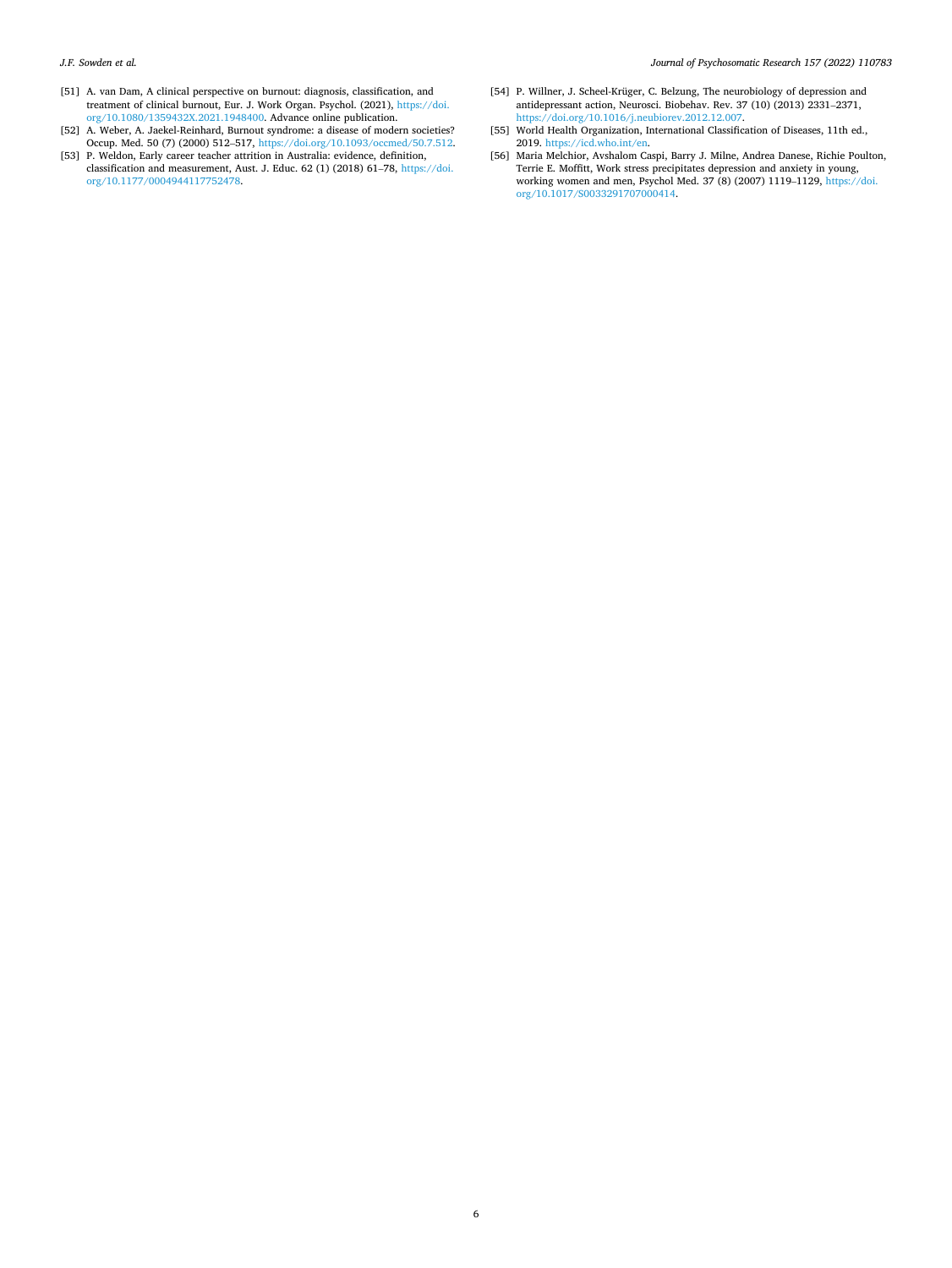[51] A. van Dam, A clinical perspective on burnout: diagnosis, classification, and treatment of clinical burnout, Eur. J. Work Organ. Psychol. (2021), https://doi.org/10.1080/1359432X.2021.1948400. Advance online publication.

[52] A. Weber, A. Jaekel-Reinhard, Burnout syndrome: a disease of modern societies? Occup. Med. 50 (7) (2000) 512–517, https://doi.org/10.1093/occmed/50.7.512.

[53] P. Weldon, Early career teacher attrition in Australia: evidence, definition, classification and measurement, Aust. J. Educ. 62 (1) (2018) 61–78, https://doi.org/10.1177/0004944117752478.

[54] P. Willner, J. Scheel-Krüger, C. Belzung, The neurobiology of depression and antidepressant action, Neurosci. Biobehav. Rev. 37 (10) (2013) 2331–2371, https://doi.org/10.1016/j.neubiorev.2012.12.007.

[55] World Health Organization, International Classification of Diseases, 11th ed., 2019. https://icd.who.int/en.

[56] Maria Melchior, Avshalom Caspi, Barry J. Milne, Andrea Danese, Richie Poulton, Terrie E. Moffitt, Work stress precipitates depression and anxiety in young, working women and men, Psychol Med. 37 (8) (2007) 1119–1129, https://doi.org/10.1017/S0033291707000414.